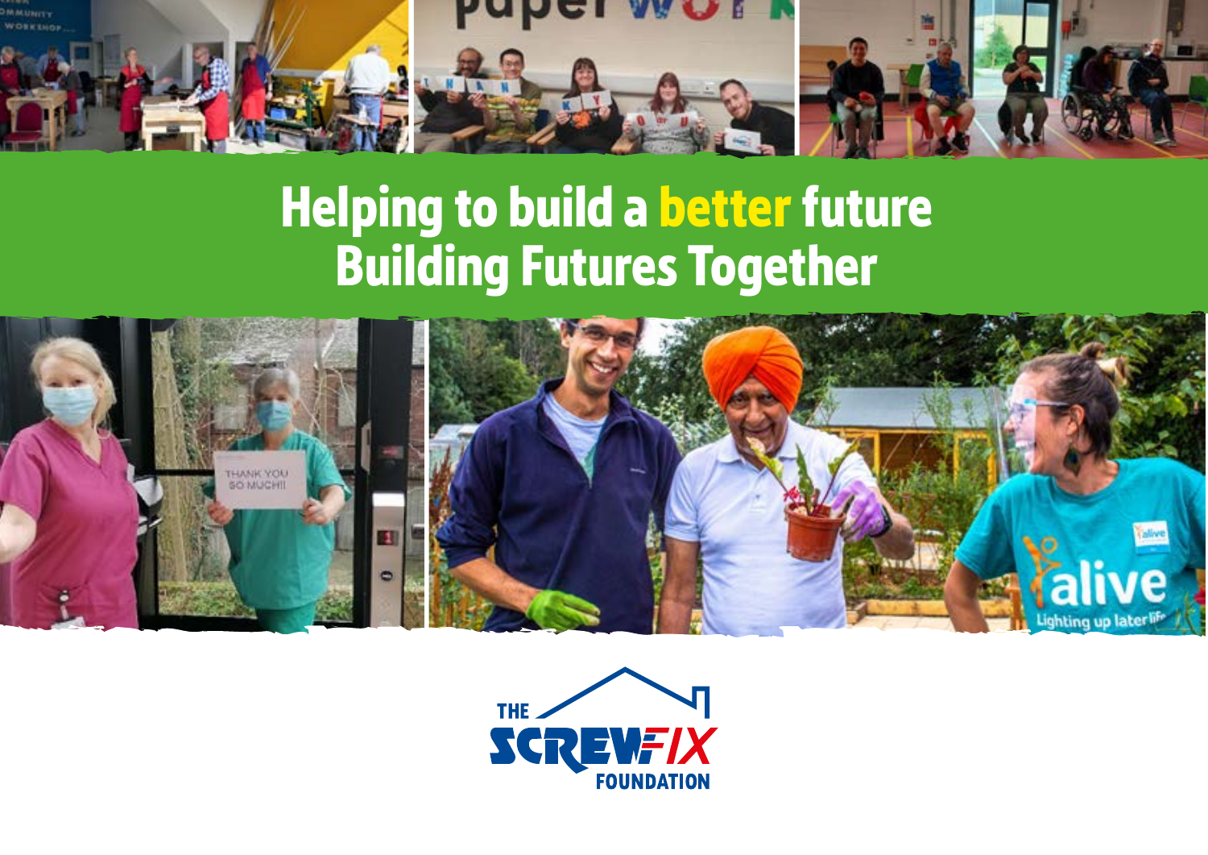# Helping to build a better future
# Building Futures Together

THE SCREWFIX FOUNDATION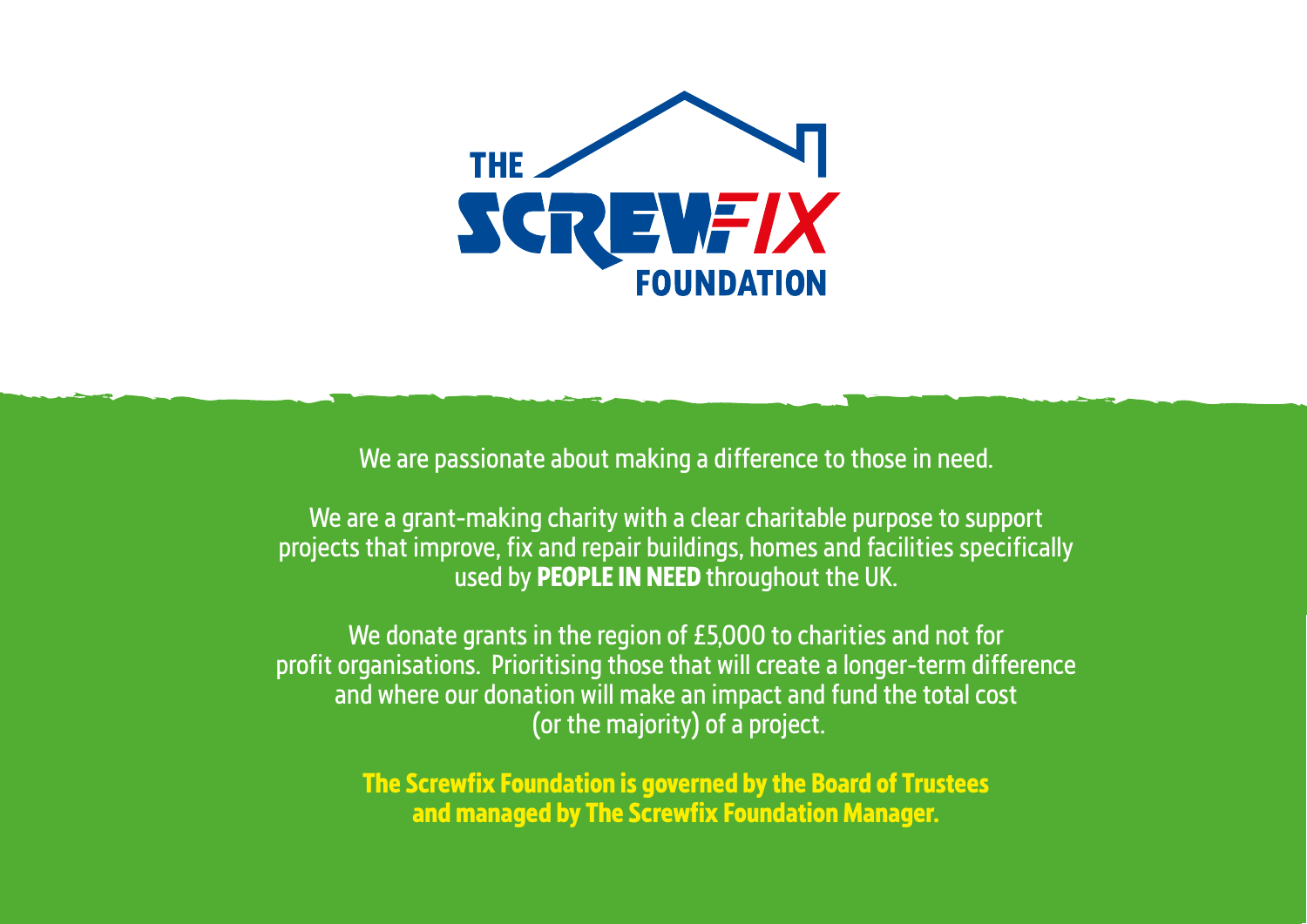THE SCREWFIX FOUNDATION

We are passionate about making a difference to those in need.

We are a grant-making charity with a clear charitable purpose to support projects that improve, fix and repair buildings, homes and facilities specifically used by **PEOPLE IN NEED** throughout the UK.

We donate grants in the region of £5,000 to charities and not for profit organisations. Prioritising those that will create a longer-term difference and where our donation will make an impact and fund the total cost (or the majority) of a project.

**The Screwfix Foundation is governed by the Board of Trustees and managed by The Screwfix Foundation Manager.**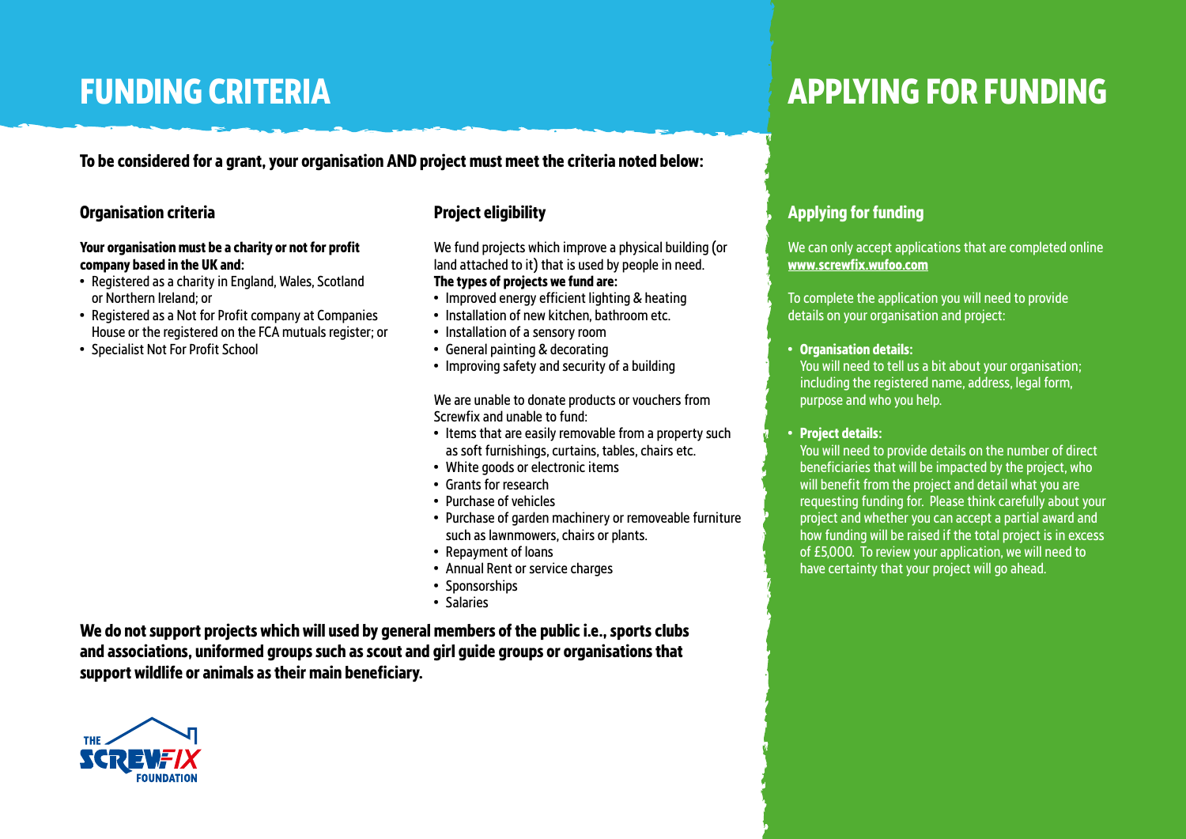# FUNDING CRITERIA

**To be considered for a grant, your organisation AND project must meet the criteria noted below:**

## Organisation criteria

**Your organisation must be a charity or not for profit company based in the UK and:**

- Registered as a charity in England, Wales, Scotland or Northern Ireland; or
- Registered as a Not for Profit company at Companies House or the registered on the FCA mutuals register; or
- Specialist Not For Profit School

## Project eligibility

We fund projects which improve a physical building (or land attached to it) that is used by people in need.
**The types of projects we fund are:**

- Improved energy efficient lighting & heating
- Installation of new kitchen, bathroom etc.
- Installation of a sensory room
- General painting & decorating
- Improving safety and security of a building

We are unable to donate products or vouchers from Screwfix and unable to fund:

- Items that are easily removable from a property such as soft furnishings, curtains, tables, chairs etc.
- White goods or electronic items
- Grants for research
- Purchase of vehicles
- Purchase of garden machinery or removeable furniture such as lawnmowers, chairs or plants.
- Repayment of loans
- Annual Rent or service charges
- Sponsorships
- Salaries

**We do not support projects which will used by general members of the public i.e., sports clubs and associations, uniformed groups such as scout and girl guide groups or organisations that support wildlife or animals as their main beneficiary.**

THE SCREWFIX FOUNDATION

# APPLYING FOR FUNDING

## Applying for funding

We can only accept applications that are completed online **www.screwfix.wufoo.com**

To complete the application you will need to provide details on your organisation and project:

- **Organisation details:**
  You will need to tell us a bit about your organisation; including the registered name, address, legal form, purpose and who you help.

- **Project details:**
  You will need to provide details on the number of direct beneficiaries that will be impacted by the project, who will benefit from the project and detail what you are requesting funding for. Please think carefully about your project and whether you can accept a partial award and how funding will be raised if the total project is in excess of £5,000. To review your application, we will need to have certainty that your project will go ahead.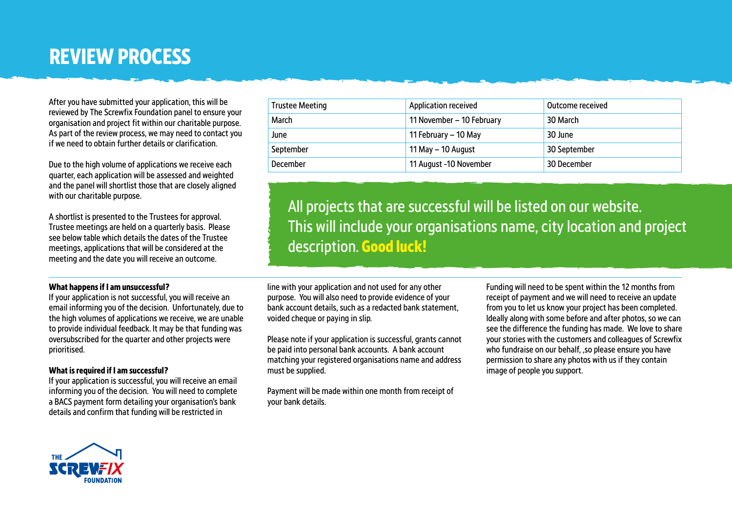# REVIEW PROCESS

After you have submitted your application, this will be reviewed by The Screwfix Foundation panel to ensure your organisation and project fit within our charitable purpose. As part of the review process, we may need to contact you if we need to obtain further details or clarification.

Due to the high volume of applications we receive each quarter, each application will be assessed and weighted and the panel will shortlist those that are closely aligned with our charitable purpose.

A shortlist is presented to the Trustees for approval. Trustee meetings are held on a quarterly basis. Please see below table which details the dates of the Trustee meetings, applications that will be considered at the meeting and the date you will receive an outcome.

| Trustee Meeting | Application received | Outcome received |
|---|---|---|
| March | 11 November – 10 February | 30 March |
| June | 11 February – 10 May | 30 June |
| September | 11 May – 10 August | 30 September |
| December | 11 August -10 November | 30 December |

All projects that are successful will be listed on our website. This will include your organisations name, city location and project description. **Good luck!**

**What happens if I am unsuccessful?**
If your application is not successful, you will receive an email informing you of the decision. Unfortunately, due to the high volumes of applications we receive, we are unable to provide individual feedback. It may be that funding was oversubscribed for the quarter and other projects were prioritised.

**What is required if I am successful?**
If your application is successful, you will receive an email informing you of the decision. You will need to complete a BACS payment form detailing your organisation's bank details and confirm that funding will be restricted in line with your application and not used for any other purpose. You will also need to provide evidence of your bank account details, such as a redacted bank statement, voided cheque or paying in slip.

Please note if your application is successful, grants cannot be paid into personal bank accounts. A bank account matching your registered organisations name and address must be supplied.

Payment will be made within one month from receipt of your bank details.

Funding will need to be spent within the 12 months from receipt of payment and we will need to receive an update from you to let us know your project has been completed. Ideally along with some before and after photos, so we can see the difference the funding has made. We love to share your stories with the customers and colleagues of Screwfix who fundraise on our behalf, ,so please ensure you have permission to share any photos with us if they contain image of people you support.

THE SCREWFIX FOUNDATION